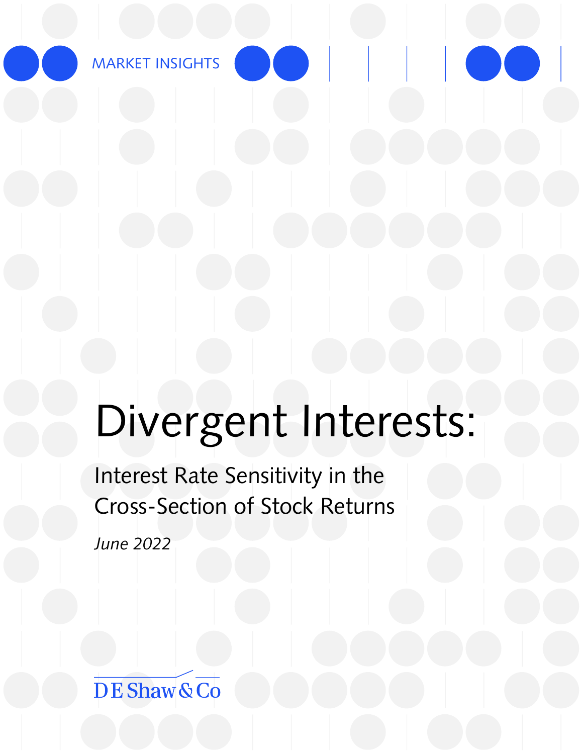MARKET INSIGHTS

# Divergent Interests:

## Interest Rate Sensitivity in the Cross-Section of Stock Returns

*June 2022*

D E Shaw & Co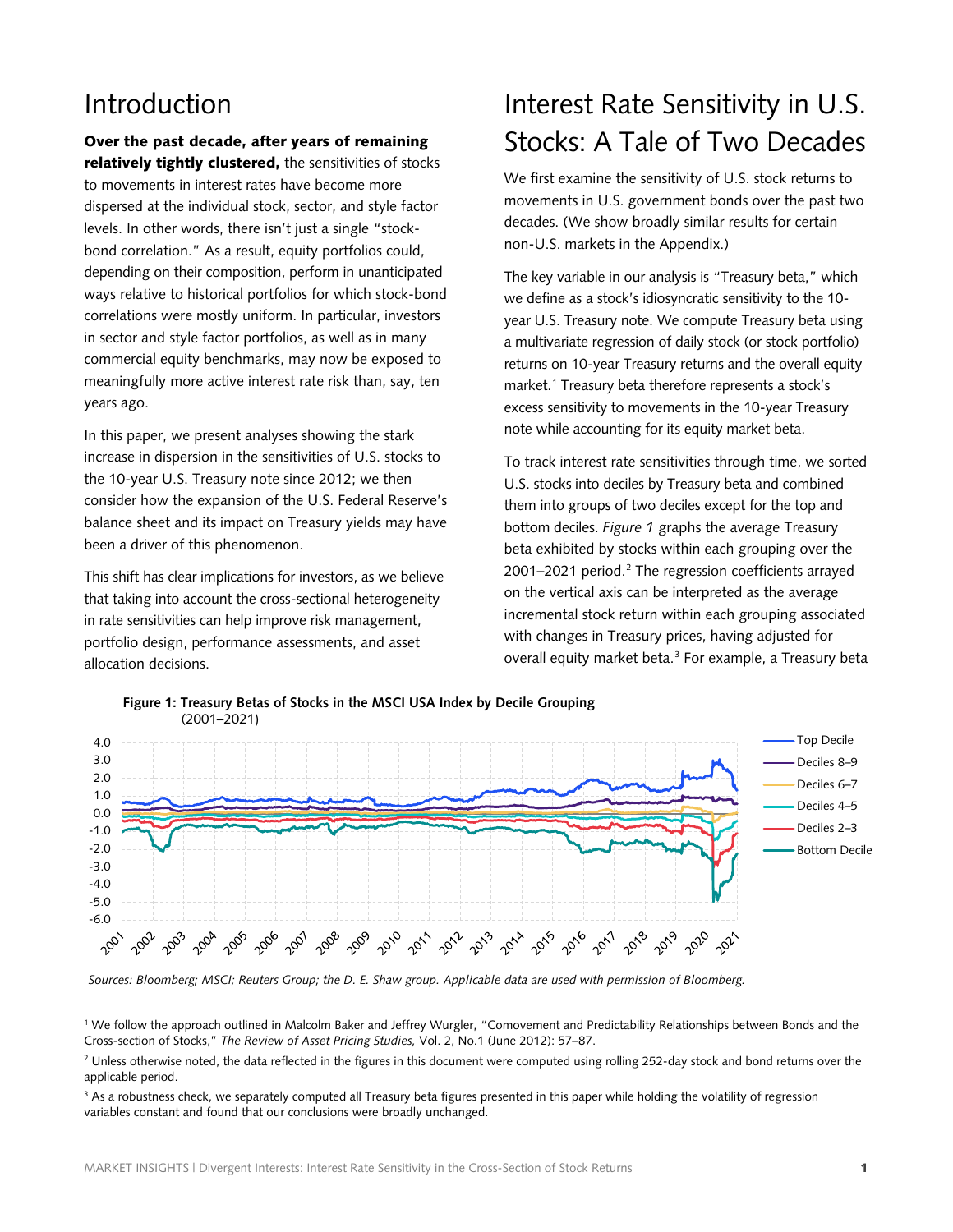# Introduction

**Over the past decade, after years of remaining relatively tightly clustered,** the sensitivities of stocks to movements in interest rates have become more dispersed at the individual stock, sector, and style factor levels. In other words, there isn't just a single "stock-bond correlation." As a result, equity portfolios could, depending on their composition, perform in unanticipated ways relative to historical portfolios for which stock-bond correlations were mostly uniform. In particular, investors in sector and style factor portfolios, as well as in many commercial equity benchmarks, may now be exposed to meaningfully more active interest rate risk than, say, ten years ago.

In this paper, we present analyses showing the stark increase in dispersion in the sensitivities of U.S. stocks to the 10-year U.S. Treasury note since 2012; we then consider how the expansion of the U.S. Federal Reserve's balance sheet and its impact on Treasury yields may have been a driver of this phenomenon.

This shift has clear implications for investors, as we believe that taking into account the cross-sectional heterogeneity in rate sensitivities can help improve risk management, portfolio design, performance assessments, and asset allocation decisions.

# Interest Rate Sensitivity in U.S. Stocks: A Tale of Two Decades

We first examine the sensitivity of U.S. stock returns to movements in U.S. government bonds over the past two decades. (We show broadly similar results for certain non-U.S. markets in the Appendix.)

The key variable in our analysis is "Treasury beta," which we define as a stock's idiosyncratic sensitivity to the 10-year U.S. Treasury note. We compute Treasury beta using a multivariate regression of daily stock (or stock portfolio) returns on 10-year Treasury returns and the overall equity market.[1] Treasury beta therefore represents a stock's excess sensitivity to movements in the 10-year Treasury note while accounting for its equity market beta.

To track interest rate sensitivities through time, we sorted U.S. stocks into deciles by Treasury beta and combined them into groups of two deciles except for the top and bottom deciles. *Figure 1* graphs the average Treasury beta exhibited by stocks within each grouping over the 2001–2021 period.[2] The regression coefficients arrayed on the vertical axis can be interpreted as the average incremental stock return within each grouping associated with changes in Treasury prices, having adjusted for overall equity market beta.[3] For example, a Treasury beta

**Figure 1: Treasury Betas of Stocks in the MSCI USA Index by Decile Grouping**
(2001–2021)

*Sources: Bloomberg; MSCI; Reuters Group; the D. E. Shaw group. Applicable data are used with permission of Bloomberg.*

[1] We follow the approach outlined in Malcolm Baker and Jeffrey Wurgler, "Comovement and Predictability Relationships between Bonds and the Cross-section of Stocks," *The Review of Asset Pricing Studies,* Vol. 2, No.1 (June 2012): 57–87.

[2] Unless otherwise noted, the data reflected in the figures in this document were computed using rolling 252-day stock and bond returns over the applicable period.

[3] As a robustness check, we separately computed all Treasury beta figures presented in this paper while holding the volatility of regression variables constant and found that our conclusions were broadly unchanged.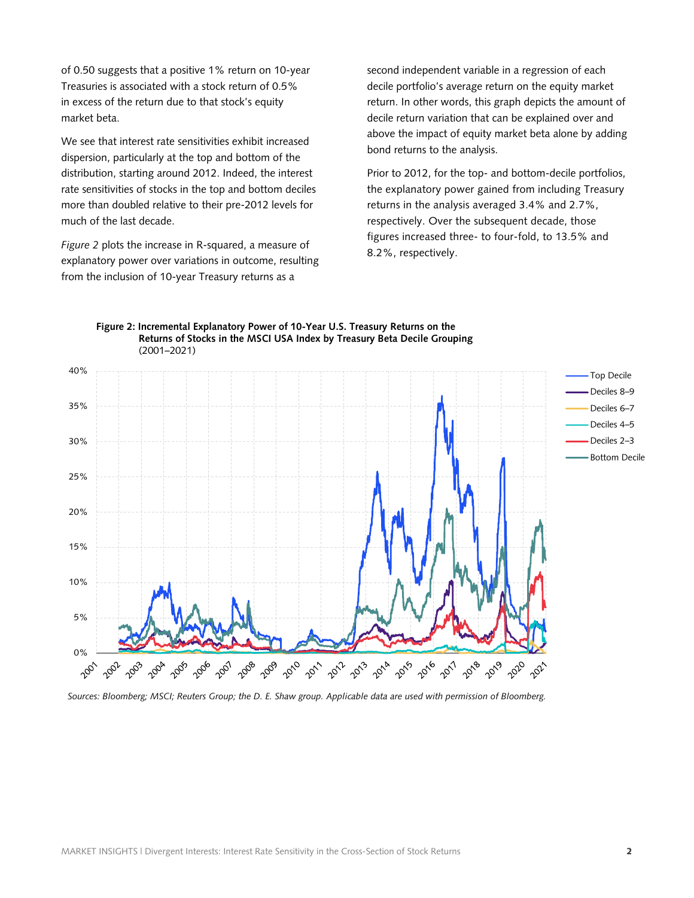of 0.50 suggests that a positive 1% return on 10-year Treasuries is associated with a stock return of 0.5% in excess of the return due to that stock's equity market beta.

We see that interest rate sensitivities exhibit increased dispersion, particularly at the top and bottom of the distribution, starting around 2012. Indeed, the interest rate sensitivities of stocks in the top and bottom deciles more than doubled relative to their pre-2012 levels for much of the last decade.

*Figure 2* plots the increase in R-squared, a measure of explanatory power over variations in outcome, resulting from the inclusion of 10-year Treasury returns as a second independent variable in a regression of each decile portfolio's average return on the equity market return. In other words, this graph depicts the amount of decile return variation that can be explained over and above the impact of equity market beta alone by adding bond returns to the analysis.

Prior to 2012, for the top- and bottom-decile portfolios, the explanatory power gained from including Treasury returns in the analysis averaged 3.4% and 2.7%, respectively. Over the subsequent decade, those figures increased three- to four-fold, to 13.5% and 8.2%, respectively.

**Figure 2: Incremental Explanatory Power of 10-Year U.S. Treasury Returns on the Returns of Stocks in the MSCI USA Index by Treasury Beta Decile Grouping**
(2001–2021)

*Sources: Bloomberg; MSCI; Reuters Group; the D. E. Shaw group. Applicable data are used with permission of Bloomberg.*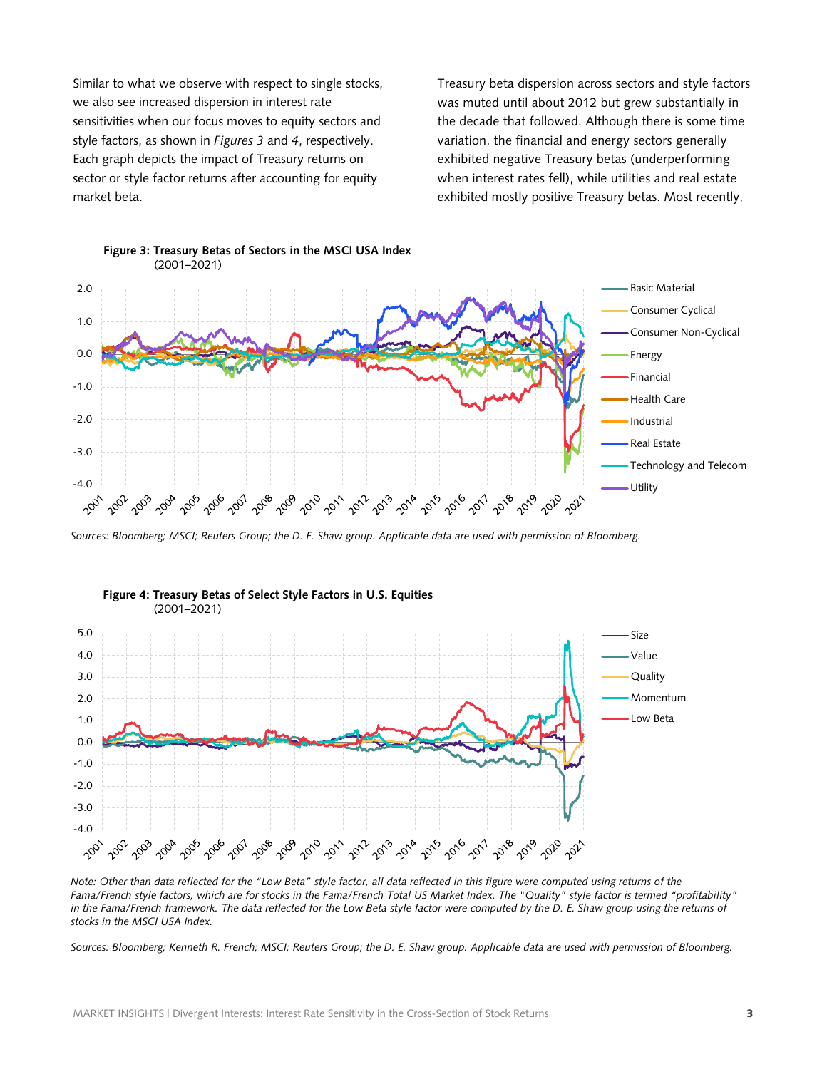Similar to what we observe with respect to single stocks, we also see increased dispersion in interest rate sensitivities when our focus moves to equity sectors and style factors, as shown in *Figures 3* and *4*, respectively. Each graph depicts the impact of Treasury returns on sector or style factor returns after accounting for equity market beta.

Treasury beta dispersion across sectors and style factors was muted until about 2012 but grew substantially in the decade that followed. Although there is some time variation, the financial and energy sectors generally exhibited negative Treasury betas (underperforming when interest rates fell), while utilities and real estate exhibited mostly positive Treasury betas. Most recently,

**Figure 3: Treasury Betas of Sectors in the MSCI USA Index**
(2001–2021)

*Sources: Bloomberg; MSCI; Reuters Group; the D. E. Shaw group. Applicable data are used with permission of Bloomberg.*

**Figure 4: Treasury Betas of Select Style Factors in U.S. Equities**
(2001–2021)

*Note: Other than data reflected for the "Low Beta" style factor, all data reflected in this figure were computed using returns of the Fama/French style factors, which are for stocks in the Fama/French Total US Market Index. The "Quality" style factor is termed "profitability" in the Fama/French framework. The data reflected for the Low Beta style factor were computed by the D. E. Shaw group using the returns of stocks in the MSCI USA Index.*

*Sources: Bloomberg; Kenneth R. French; MSCI; Reuters Group; the D. E. Shaw group. Applicable data are used with permission of Bloomberg.*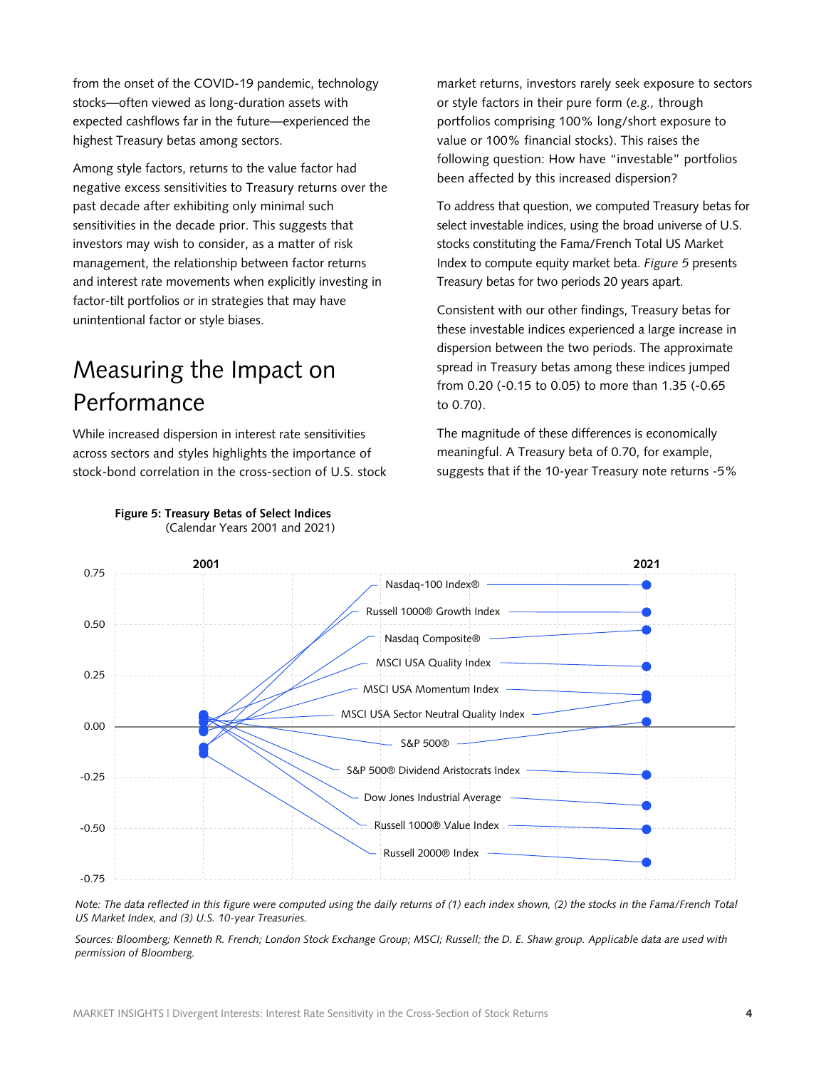from the onset of the COVID-19 pandemic, technology stocks—often viewed as long-duration assets with expected cashflows far in the future—experienced the highest Treasury betas among sectors.

Among style factors, returns to the value factor had negative excess sensitivities to Treasury returns over the past decade after exhibiting only minimal such sensitivities in the decade prior. This suggests that investors may wish to consider, as a matter of risk management, the relationship between factor returns and interest rate movements when explicitly investing in factor-tilt portfolios or in strategies that may have unintentional factor or style biases.

## Measuring the Impact on Performance

While increased dispersion in interest rate sensitivities across sectors and styles highlights the importance of stock-bond correlation in the cross-section of U.S. stock market returns, investors rarely seek exposure to sectors or style factors in their pure form (*e.g.,* through portfolios comprising 100% long/short exposure to value or 100% financial stocks). This raises the following question: How have "investable" portfolios been affected by this increased dispersion?

To address that question, we computed Treasury betas for select investable indices, using the broad universe of U.S. stocks constituting the Fama/French Total US Market Index to compute equity market beta. *Figure 5* presents Treasury betas for two periods 20 years apart.

Consistent with our other findings, Treasury betas for these investable indices experienced a large increase in dispersion between the two periods. The approximate spread in Treasury betas among these indices jumped from 0.20 (-0.15 to 0.05) to more than 1.35 (-0.65 to 0.70).

The magnitude of these differences is economically meaningful. A Treasury beta of 0.70, for example, suggests that if the 10-year Treasury note returns -5%

**Figure 5: Treasury Betas of Select Indices**
(Calendar Years 2001 and 2021)

*Note: The data reflected in this figure were computed using the daily returns of (1) each index shown, (2) the stocks in the Fama/French Total US Market Index, and (3) U.S. 10-year Treasuries.*

*Sources: Bloomberg; Kenneth R. French; London Stock Exchange Group; MSCI; Russell; the D. E. Shaw group. Applicable data are used with permission of Bloomberg.*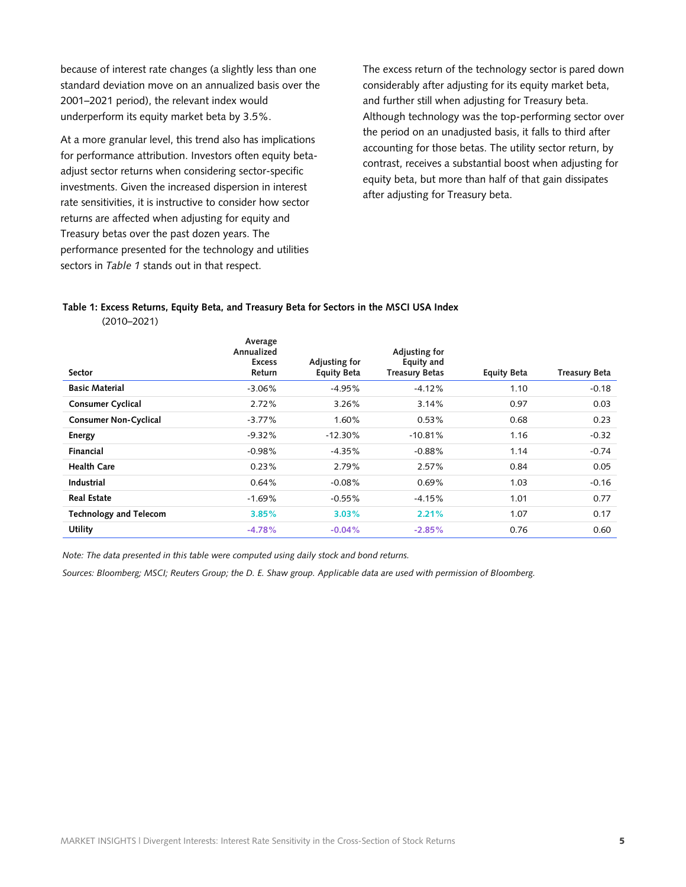because of interest rate changes (a slightly less than one standard deviation move on an annualized basis over the 2001–2021 period), the relevant index would underperform its equity market beta by 3.5%.

At a more granular level, this trend also has implications for performance attribution. Investors often equity beta-adjust sector returns when considering sector-specific investments. Given the increased dispersion in interest rate sensitivities, it is instructive to consider how sector returns are affected when adjusting for equity and Treasury betas over the past dozen years. The performance presented for the technology and utilities sectors in *Table 1* stands out in that respect.

The excess return of the technology sector is pared down considerably after adjusting for its equity market beta, and further still when adjusting for Treasury beta. Although technology was the top-performing sector over the period on an unadjusted basis, it falls to third after accounting for those betas. The utility sector return, by contrast, receives a substantial boost when adjusting for equity beta, but more than half of that gain dissipates after adjusting for Treasury beta.

**Table 1: Excess Returns, Equity Beta, and Treasury Beta for Sectors in the MSCI USA Index**
(2010–2021)

| Sector | Average Annualized Excess Return | Adjusting for Equity Beta | Adjusting for Equity and Treasury Betas | Equity Beta | Treasury Beta |
|---|---|---|---|---|---|
| **Basic Material** | -3.06% | -4.95% | -4.12% | 1.10 | -0.18 |
| **Consumer Cyclical** | 2.72% | 3.26% | 3.14% | 0.97 | 0.03 |
| **Consumer Non-Cyclical** | -3.77% | 1.60% | 0.53% | 0.68 | 0.23 |
| **Energy** | -9.32% | -12.30% | -10.81% | 1.16 | -0.32 |
| **Financial** | -0.98% | -4.35% | -0.88% | 1.14 | -0.74 |
| **Health Care** | 0.23% | 2.79% | 2.57% | 0.84 | 0.05 |
| **Industrial** | 0.64% | -0.08% | 0.69% | 1.03 | -0.16 |
| **Real Estate** | -1.69% | -0.55% | -4.15% | 1.01 | 0.77 |
| **Technology and Telecom** | **3.85%** | **3.03%** | **2.21%** | 1.07 | 0.17 |
| **Utility** | **-4.78%** | **-0.04%** | **-2.85%** | 0.76 | 0.60 |

*Note: The data presented in this table were computed using daily stock and bond returns.*

*Sources: Bloomberg; MSCI; Reuters Group; the D. E. Shaw group. Applicable data are used with permission of Bloomberg.*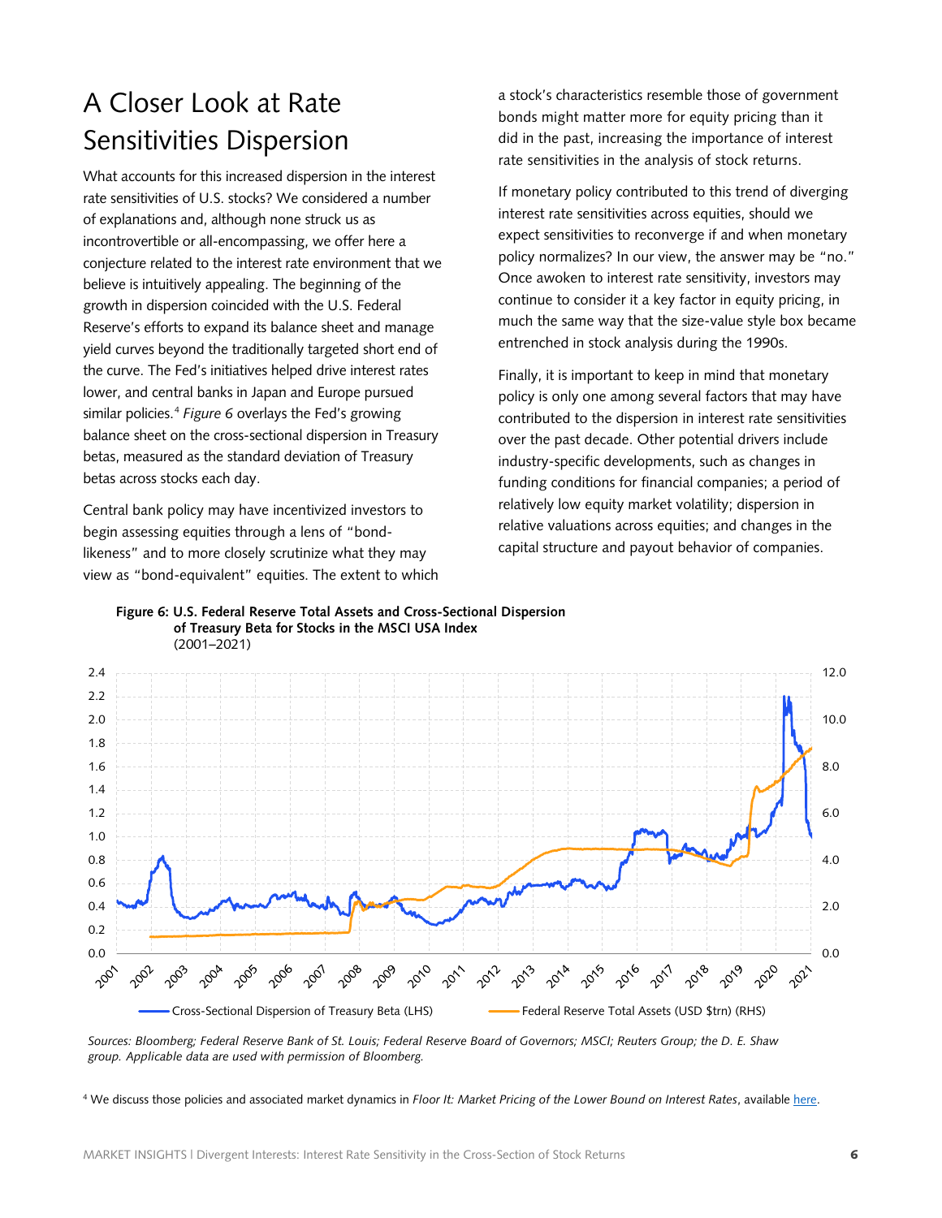## A Closer Look at Rate Sensitivities Dispersion

What accounts for this increased dispersion in the interest rate sensitivities of U.S. stocks? We considered a number of explanations and, although none struck us as incontrovertible or all-encompassing, we offer here a conjecture related to the interest rate environment that we believe is intuitively appealing. The beginning of the growth in dispersion coincided with the U.S. Federal Reserve's efforts to expand its balance sheet and manage yield curves beyond the traditionally targeted short end of the curve. The Fed's initiatives helped drive interest rates lower, and central banks in Japan and Europe pursued similar policies.[4] *Figure 6* overlays the Fed's growing balance sheet on the cross-sectional dispersion in Treasury betas, measured as the standard deviation of Treasury betas across stocks each day.

Central bank policy may have incentivized investors to begin assessing equities through a lens of "bond-likeness" and to more closely scrutinize what they may view as "bond-equivalent" equities. The extent to which a stock's characteristics resemble those of government bonds might matter more for equity pricing than it did in the past, increasing the importance of interest rate sensitivities in the analysis of stock returns.

If monetary policy contributed to this trend of diverging interest rate sensitivities across equities, should we expect sensitivities to reconverge if and when monetary policy normalizes? In our view, the answer may be "no." Once awoken to interest rate sensitivity, investors may continue to consider it a key factor in equity pricing, in much the same way that the size-value style box became entrenched in stock analysis during the 1990s.

Finally, it is important to keep in mind that monetary policy is only one among several factors that may have contributed to the dispersion in interest rate sensitivities over the past decade. Other potential drivers include industry-specific developments, such as changes in funding conditions for financial companies; a period of relatively low equity market volatility; dispersion in relative valuations across equities; and changes in the capital structure and payout behavior of companies.

**Figure 6: U.S. Federal Reserve Total Assets and Cross-Sectional Dispersion of Treasury Beta for Stocks in the MSCI USA Index**
(2001–2021)

*Sources: Bloomberg; Federal Reserve Bank of St. Louis; Federal Reserve Board of Governors; MSCI; Reuters Group; the D. E. Shaw group. Applicable data are used with permission of Bloomberg.*

[4] We discuss those policies and associated market dynamics in *Floor It: Market Pricing of the Lower Bound on Interest Rates*, available here.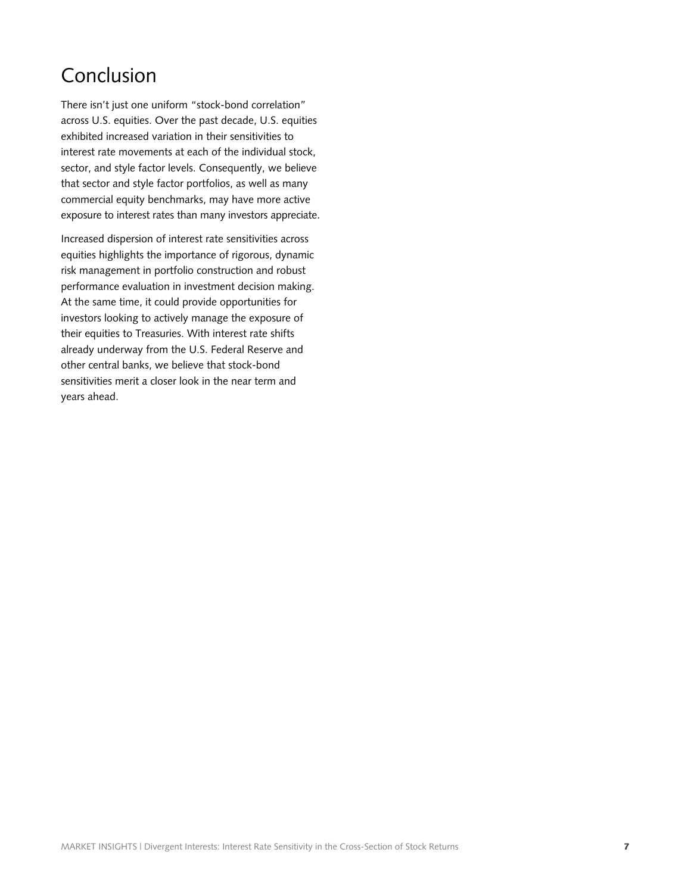# Conclusion

There isn't just one uniform "stock-bond correlation" across U.S. equities. Over the past decade, U.S. equities exhibited increased variation in their sensitivities to interest rate movements at each of the individual stock, sector, and style factor levels. Consequently, we believe that sector and style factor portfolios, as well as many commercial equity benchmarks, may have more active exposure to interest rates than many investors appreciate.

Increased dispersion of interest rate sensitivities across equities highlights the importance of rigorous, dynamic risk management in portfolio construction and robust performance evaluation in investment decision making. At the same time, it could provide opportunities for investors looking to actively manage the exposure of their equities to Treasuries. With interest rate shifts already underway from the U.S. Federal Reserve and other central banks, we believe that stock-bond sensitivities merit a closer look in the near term and years ahead.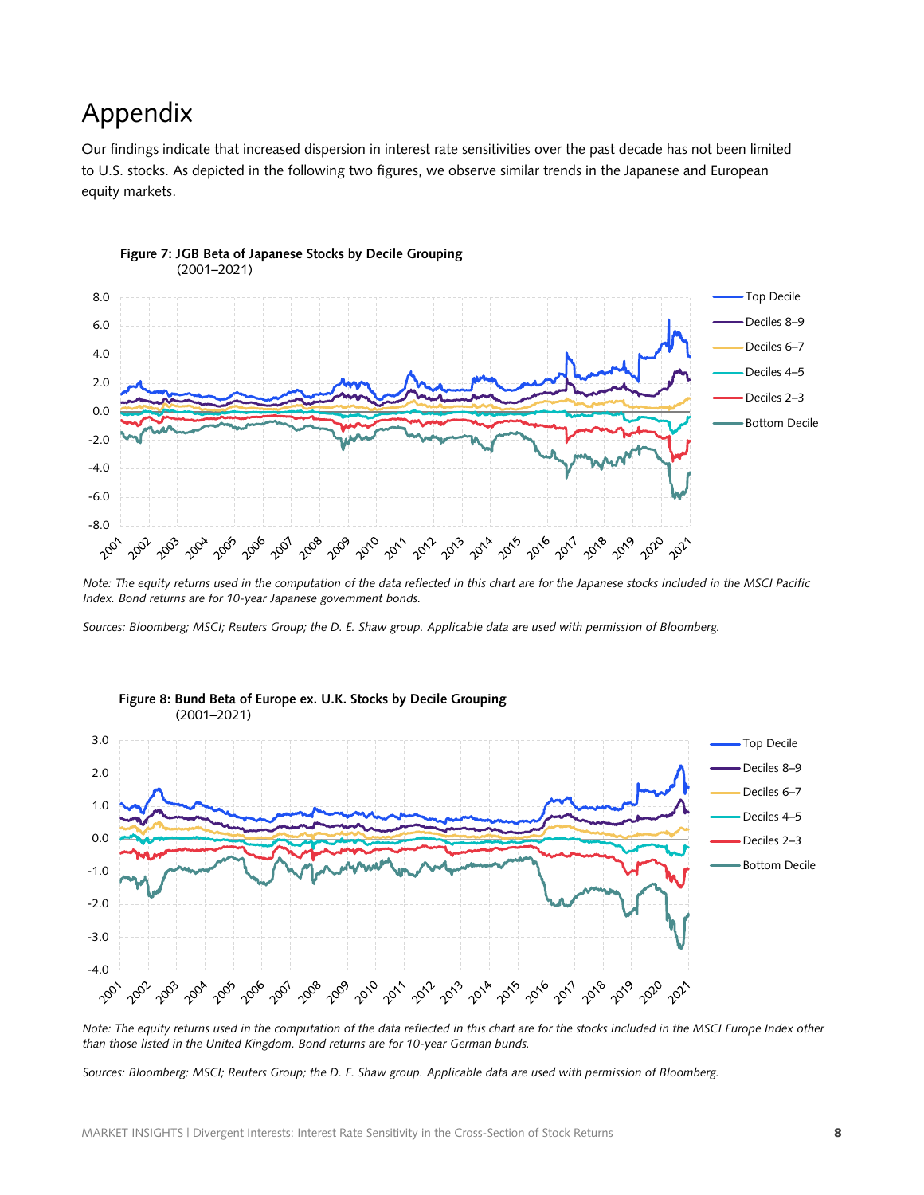# Appendix

Our findings indicate that increased dispersion in interest rate sensitivities over the past decade has not been limited to U.S. stocks. As depicted in the following two figures, we observe similar trends in the Japanese and European equity markets.

**Figure 7: JGB Beta of Japanese Stocks by Decile Grouping**
(2001–2021)

*Note: The equity returns used in the computation of the data reflected in this chart are for the Japanese stocks included in the MSCI Pacific Index. Bond returns are for 10-year Japanese government bonds.*

*Sources: Bloomberg; MSCI; Reuters Group; the D. E. Shaw group. Applicable data are used with permission of Bloomberg.*

**Figure 8: Bund Beta of Europe ex. U.K. Stocks by Decile Grouping**
(2001–2021)

*Note: The equity returns used in the computation of the data reflected in this chart are for the stocks included in the MSCI Europe Index other than those listed in the United Kingdom. Bond returns are for 10-year German bunds.*

*Sources: Bloomberg; MSCI; Reuters Group; the D. E. Shaw group. Applicable data are used with permission of Bloomberg.*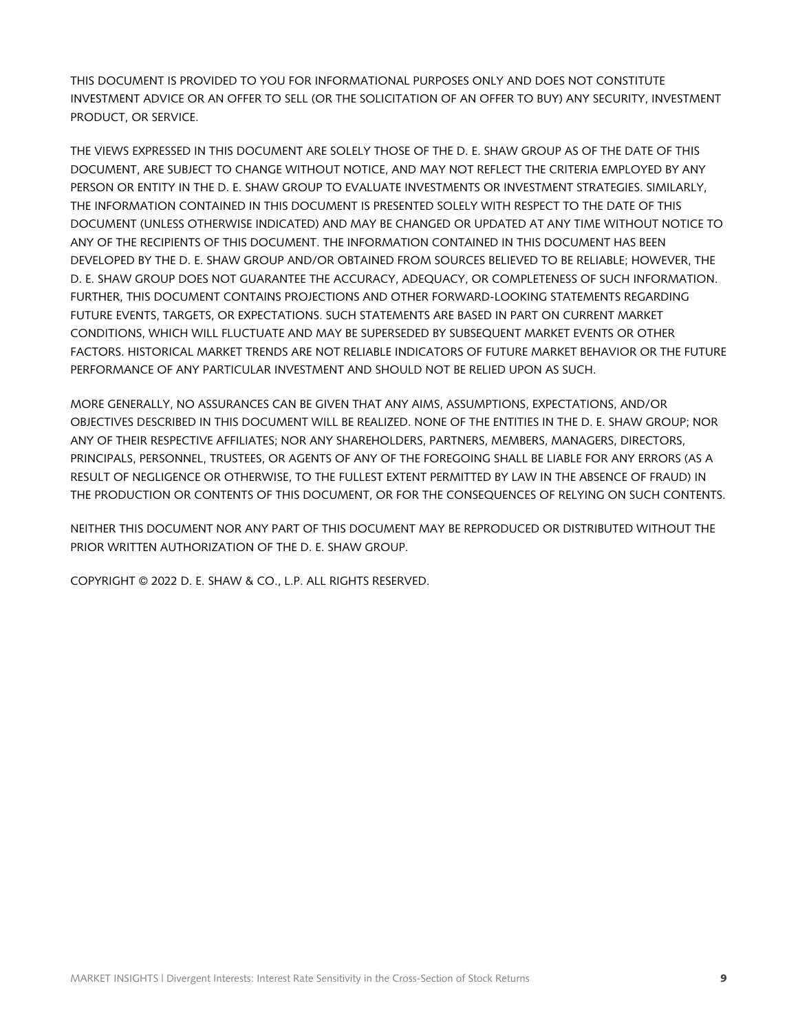THIS DOCUMENT IS PROVIDED TO YOU FOR INFORMATIONAL PURPOSES ONLY AND DOES NOT CONSTITUTE INVESTMENT ADVICE OR AN OFFER TO SELL (OR THE SOLICITATION OF AN OFFER TO BUY) ANY SECURITY, INVESTMENT PRODUCT, OR SERVICE.

THE VIEWS EXPRESSED IN THIS DOCUMENT ARE SOLELY THOSE OF THE D. E. SHAW GROUP AS OF THE DATE OF THIS DOCUMENT, ARE SUBJECT TO CHANGE WITHOUT NOTICE, AND MAY NOT REFLECT THE CRITERIA EMPLOYED BY ANY PERSON OR ENTITY IN THE D. E. SHAW GROUP TO EVALUATE INVESTMENTS OR INVESTMENT STRATEGIES. SIMILARLY, THE INFORMATION CONTAINED IN THIS DOCUMENT IS PRESENTED SOLELY WITH RESPECT TO THE DATE OF THIS DOCUMENT (UNLESS OTHERWISE INDICATED) AND MAY BE CHANGED OR UPDATED AT ANY TIME WITHOUT NOTICE TO ANY OF THE RECIPIENTS OF THIS DOCUMENT. THE INFORMATION CONTAINED IN THIS DOCUMENT HAS BEEN DEVELOPED BY THE D. E. SHAW GROUP AND/OR OBTAINED FROM SOURCES BELIEVED TO BE RELIABLE; HOWEVER, THE D. E. SHAW GROUP DOES NOT GUARANTEE THE ACCURACY, ADEQUACY, OR COMPLETENESS OF SUCH INFORMATION. FURTHER, THIS DOCUMENT CONTAINS PROJECTIONS AND OTHER FORWARD-LOOKING STATEMENTS REGARDING FUTURE EVENTS, TARGETS, OR EXPECTATIONS. SUCH STATEMENTS ARE BASED IN PART ON CURRENT MARKET CONDITIONS, WHICH WILL FLUCTUATE AND MAY BE SUPERSEDED BY SUBSEQUENT MARKET EVENTS OR OTHER FACTORS. HISTORICAL MARKET TRENDS ARE NOT RELIABLE INDICATORS OF FUTURE MARKET BEHAVIOR OR THE FUTURE PERFORMANCE OF ANY PARTICULAR INVESTMENT AND SHOULD NOT BE RELIED UPON AS SUCH.

MORE GENERALLY, NO ASSURANCES CAN BE GIVEN THAT ANY AIMS, ASSUMPTIONS, EXPECTATIONS, AND/OR OBJECTIVES DESCRIBED IN THIS DOCUMENT WILL BE REALIZED. NONE OF THE ENTITIES IN THE D. E. SHAW GROUP; NOR ANY OF THEIR RESPECTIVE AFFILIATES; NOR ANY SHAREHOLDERS, PARTNERS, MEMBERS, MANAGERS, DIRECTORS, PRINCIPALS, PERSONNEL, TRUSTEES, OR AGENTS OF ANY OF THE FOREGOING SHALL BE LIABLE FOR ANY ERRORS (AS A RESULT OF NEGLIGENCE OR OTHERWISE, TO THE FULLEST EXTENT PERMITTED BY LAW IN THE ABSENCE OF FRAUD) IN THE PRODUCTION OR CONTENTS OF THIS DOCUMENT, OR FOR THE CONSEQUENCES OF RELYING ON SUCH CONTENTS.

NEITHER THIS DOCUMENT NOR ANY PART OF THIS DOCUMENT MAY BE REPRODUCED OR DISTRIBUTED WITHOUT THE PRIOR WRITTEN AUTHORIZATION OF THE D. E. SHAW GROUP.

COPYRIGHT © 2022 D. E. SHAW & CO., L.P. ALL RIGHTS RESERVED.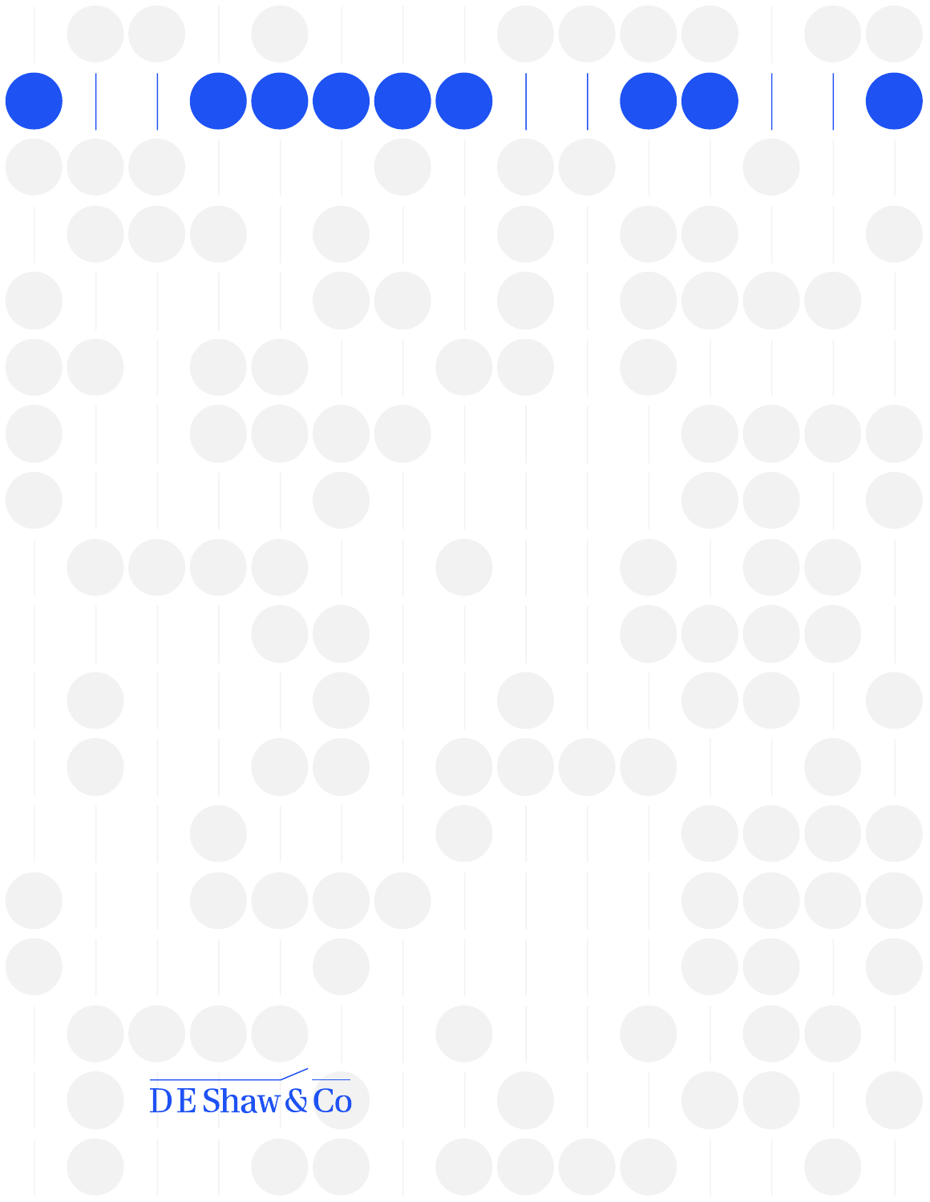D E Shaw & Co